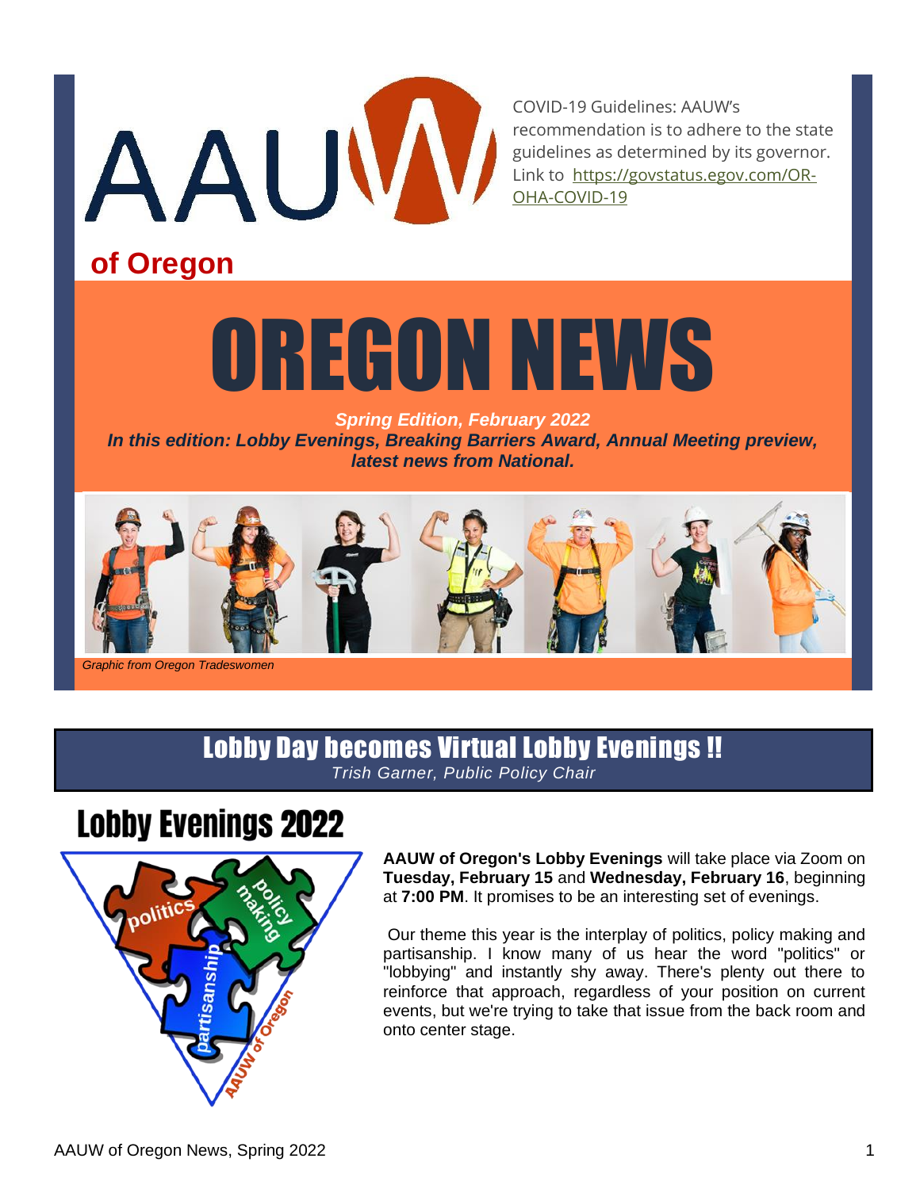AAUW

## of Oregon

COVID-19 Guidelines: AAUW's recommendation is to adhere to the state guidelines as determined by its governor. Link to https://govstatus.egov.com/OR-OHA-COVID-19

# OREGON NEWS

***Spring Edition, February 2022***

***In this edition: Lobby Evenings, Breaking Barriers Award, Annual Meeting preview, latest news from National.***

*Graphic from Oregon Tradeswomen*

## Lobby Day becomes Virtual Lobby Evenings !!

*Trish Garner, Public Policy Chair*

### Lobby Evenings 2022

**AAUW of Oregon's Lobby Evenings** will take place via Zoom on **Tuesday, February 15** and **Wednesday, February 16**, beginning at **7:00 PM**. It promises to be an interesting set of evenings.

Our theme this year is the interplay of politics, policy making and partisanship. I know many of us hear the word "politics" or "lobbying" and instantly shy away. There's plenty out there to reinforce that approach, regardless of your position on current events, but we're trying to take that issue from the back room and onto center stage.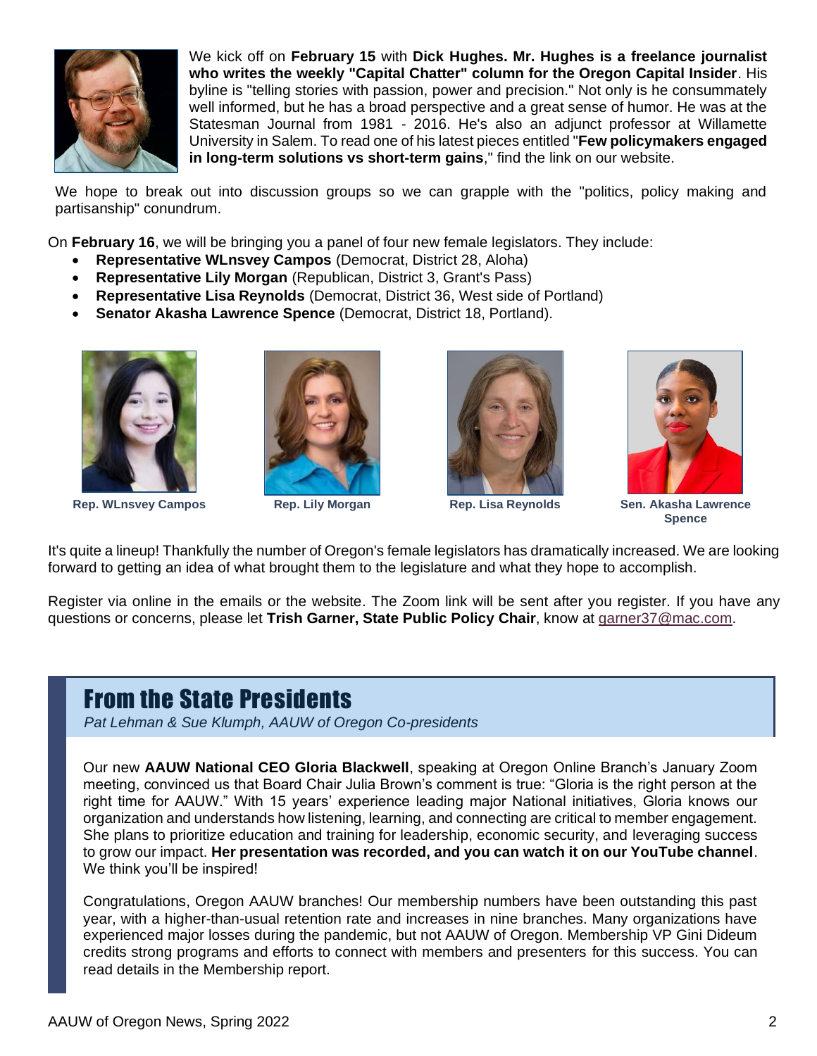We kick off on **February 15** with **Dick Hughes. Mr. Hughes is a freelance journalist who writes the weekly "Capital Chatter" column for the Oregon Capital Insider**. His byline is "telling stories with passion, power and precision." Not only is he consummately well informed, but he has a broad perspective and a great sense of humor. He was at the Statesman Journal from 1981 - 2016. He's also an adjunct professor at Willamette University in Salem. To read one of his latest pieces entitled "**Few policymakers engaged in long-term solutions vs short-term gains**," find the link on our website.

We hope to break out into discussion groups so we can grapple with the "politics, policy making and partisanship" conundrum.

On **February 16**, we will be bringing you a panel of four new female legislators. They include:

- **Representative WLnsvey Campos** (Democrat, District 28, Aloha)
- **Representative Lily Morgan** (Republican, District 3, Grant's Pass)
- **Representative Lisa Reynolds** (Democrat, District 36, West side of Portland)
- **Senator Akasha Lawrence Spence** (Democrat, District 18, Portland).

**Rep. WLnsvey Campos** **Rep. Lily Morgan** **Rep. Lisa Reynolds** **Sen. Akasha Lawrence Spence**

It's quite a lineup! Thankfully the number of Oregon's female legislators has dramatically increased. We are looking forward to getting an idea of what brought them to the legislature and what they hope to accomplish.

Register via online in the emails or the website. The Zoom link will be sent after you register. If you have any questions or concerns, please let **Trish Garner, State Public Policy Chair**, know at garner37@mac.com.

## From the State Presidents

*Pat Lehman & Sue Klumph, AAUW of Oregon Co-presidents*

Our new **AAUW National CEO Gloria Blackwell**, speaking at Oregon Online Branch's January Zoom meeting, convinced us that Board Chair Julia Brown's comment is true: "Gloria is the right person at the right time for AAUW." With 15 years' experience leading major National initiatives, Gloria knows our organization and understands how listening, learning, and connecting are critical to member engagement. She plans to prioritize education and training for leadership, economic security, and leveraging success to grow our impact. **Her presentation was recorded, and you can watch it on our YouTube channel**. We think you'll be inspired!

Congratulations, Oregon AAUW branches! Our membership numbers have been outstanding this past year, with a higher-than-usual retention rate and increases in nine branches. Many organizations have experienced major losses during the pandemic, but not AAUW of Oregon. Membership VP Gini Dideum credits strong programs and efforts to connect with members and presenters for this success. You can read details in the Membership report.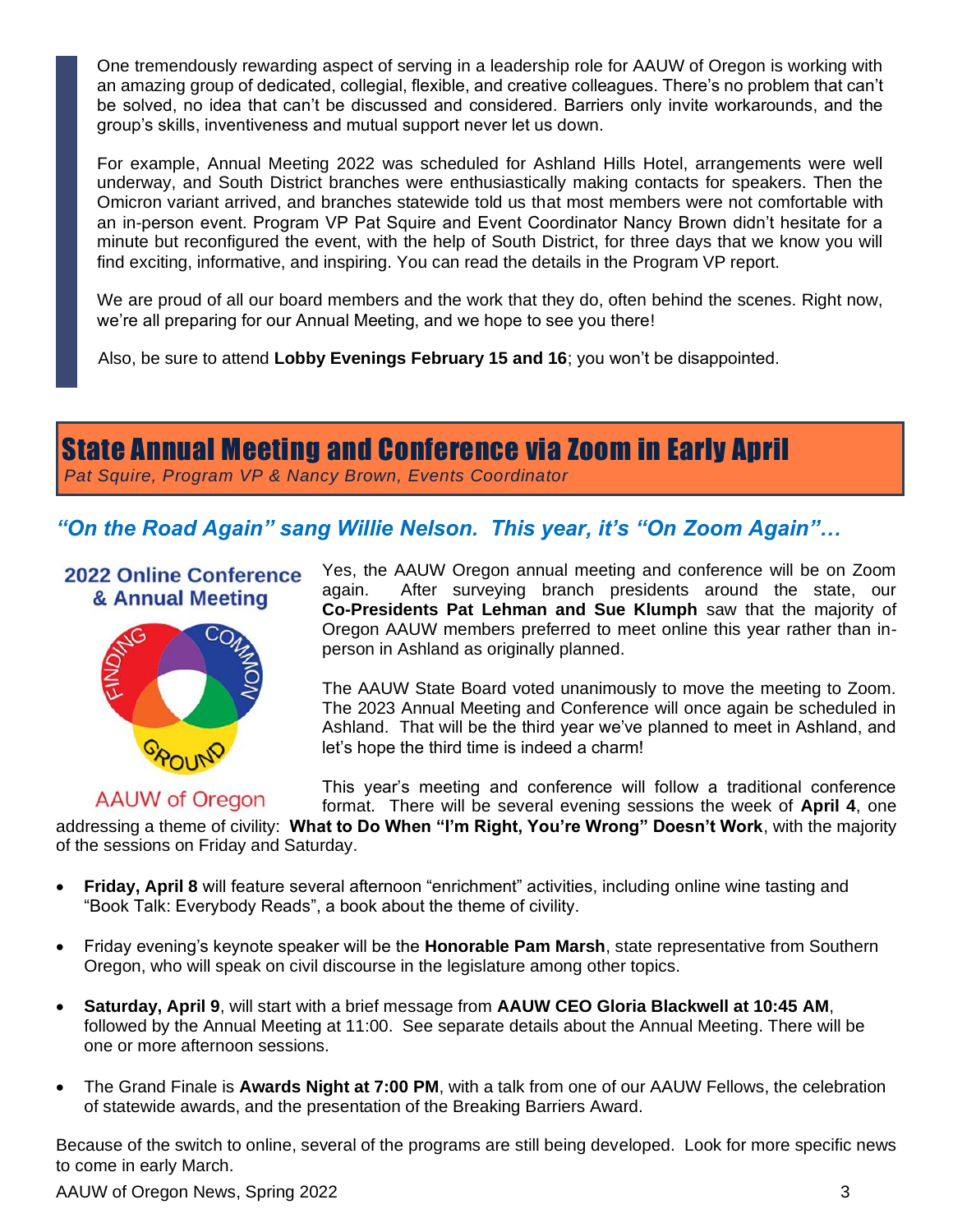One tremendously rewarding aspect of serving in a leadership role for AAUW of Oregon is working with an amazing group of dedicated, collegial, flexible, and creative colleagues. There's no problem that can't be solved, no idea that can't be discussed and considered. Barriers only invite workarounds, and the group's skills, inventiveness and mutual support never let us down.

For example, Annual Meeting 2022 was scheduled for Ashland Hills Hotel, arrangements were well underway, and South District branches were enthusiastically making contacts for speakers. Then the Omicron variant arrived, and branches statewide told us that most members were not comfortable with an in-person event. Program VP Pat Squire and Event Coordinator Nancy Brown didn't hesitate for a minute but reconfigured the event, with the help of South District, for three days that we know you will find exciting, informative, and inspiring. You can read the details in the Program VP report.

We are proud of all our board members and the work that they do, often behind the scenes. Right now, we're all preparing for our Annual Meeting, and we hope to see you there!

Also, be sure to attend **Lobby Evenings February 15 and 16**; you won't be disappointed.

# State Annual Meeting and Conference via Zoom in Early April

*Pat Squire, Program VP & Nancy Brown, Events Coordinator*

## *"On the Road Again" sang Willie Nelson. This year, it's "On Zoom Again"…*

**2022 Online Conference & Annual Meeting**

FINDING COMMON GROUND

AAUW of Oregon

Yes, the AAUW Oregon annual meeting and conference will be on Zoom again. After surveying branch presidents around the state, our **Co-Presidents Pat Lehman and Sue Klumph** saw that the majority of Oregon AAUW members preferred to meet online this year rather than in-person in Ashland as originally planned.

The AAUW State Board voted unanimously to move the meeting to Zoom. The 2023 Annual Meeting and Conference will once again be scheduled in Ashland. That will be the third year we've planned to meet in Ashland, and let's hope the third time is indeed a charm!

This year's meeting and conference will follow a traditional conference format. There will be several evening sessions the week of **April 4**, one addressing a theme of civility: **What to Do When "I'm Right, You're Wrong" Doesn't Work**, with the majority of the sessions on Friday and Saturday.

- **Friday, April 8** will feature several afternoon "enrichment" activities, including online wine tasting and "Book Talk: Everybody Reads", a book about the theme of civility.
- Friday evening's keynote speaker will be the **Honorable Pam Marsh**, state representative from Southern Oregon, who will speak on civil discourse in the legislature among other topics.
- **Saturday, April 9**, will start with a brief message from **AAUW CEO Gloria Blackwell at 10:45 AM**, followed by the Annual Meeting at 11:00. See separate details about the Annual Meeting. There will be one or more afternoon sessions.
- The Grand Finale is **Awards Night at 7:00 PM**, with a talk from one of our AAUW Fellows, the celebration of statewide awards, and the presentation of the Breaking Barriers Award.

Because of the switch to online, several of the programs are still being developed. Look for more specific news to come in early March.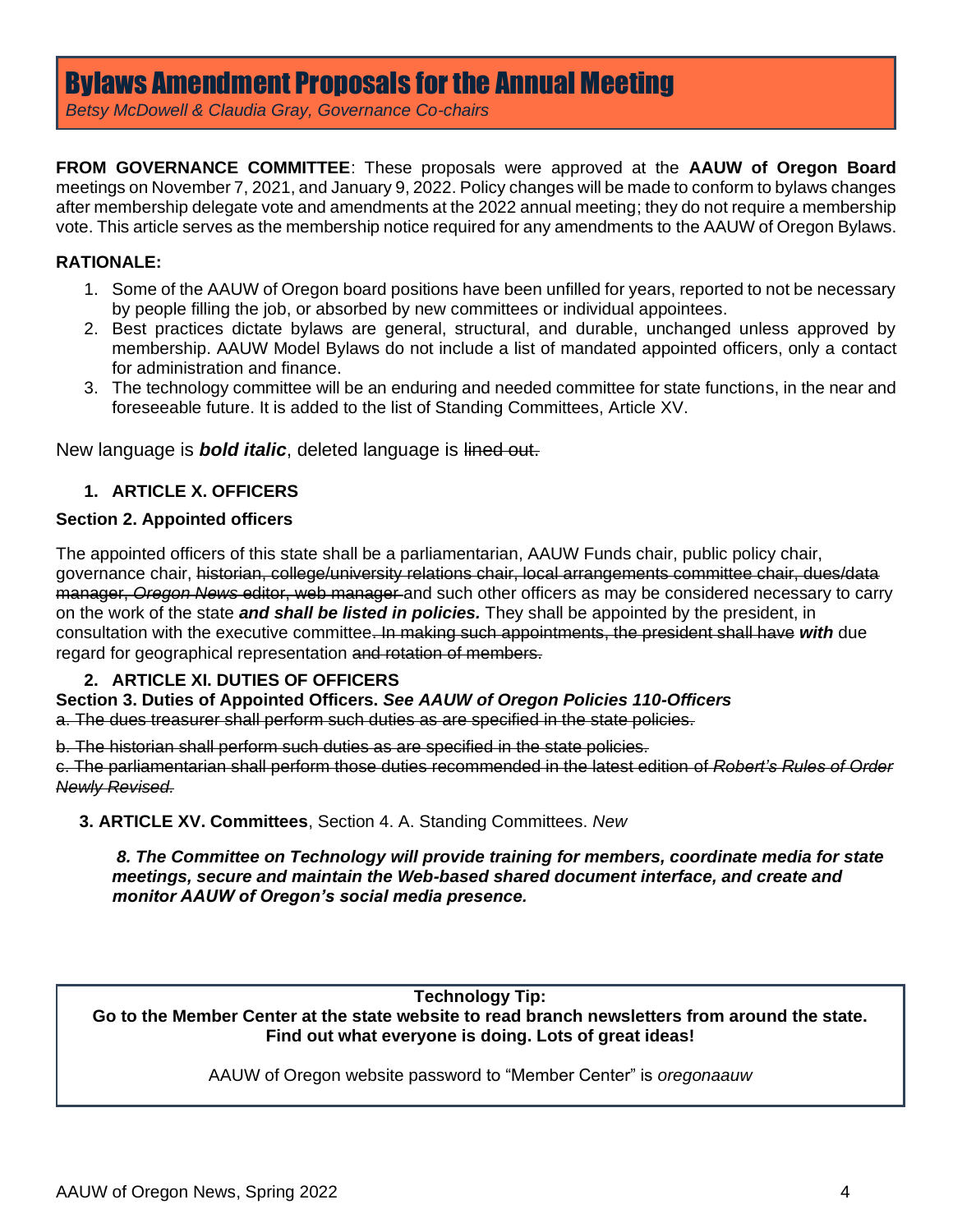# Bylaws Amendment Proposals for the Annual Meeting

*Betsy McDowell & Claudia Gray, Governance Co-chairs*

**FROM GOVERNANCE COMMITTEE**: These proposals were approved at the **AAUW of Oregon Board** meetings on November 7, 2021, and January 9, 2022. Policy changes will be made to conform to bylaws changes after membership delegate vote and amendments at the 2022 annual meeting; they do not require a membership vote. This article serves as the membership notice required for any amendments to the AAUW of Oregon Bylaws.

**RATIONALE:**

1. Some of the AAUW of Oregon board positions have been unfilled for years, reported to not be necessary by people filling the job, or absorbed by new committees or individual appointees.
2. Best practices dictate bylaws are general, structural, and durable, unchanged unless approved by membership. AAUW Model Bylaws do not include a list of mandated appointed officers, only a contact for administration and finance.
3. The technology committee will be an enduring and needed committee for state functions, in the near and foreseeable future. It is added to the list of Standing Committees, Article XV.

New language is ***bold italic***, deleted language is ~~lined out.~~

1. **ARTICLE X. OFFICERS**

**Section 2. Appointed officers**

The appointed officers of this state shall be a parliamentarian, AAUW Funds chair, public policy chair, governance chair, ~~historian, college/university relations chair, local arrangements committee chair, dues/data manager, *Oregon News* editor, web manager~~ and such other officers as may be considered necessary to carry on the work of the state ***and shall be listed in policies.*** They shall be appointed by the president, in consultation with the executive committee~~. In making such appointments, the president shall have~~ ***with*** due regard for geographical representation ~~and rotation of members.~~

2. **ARTICLE XI. DUTIES OF OFFICERS**

**Section 3. Duties of Appointed Officers. *See AAUW of Oregon Policies 110-Officers***

~~a. The dues treasurer shall perform such duties as are specified in the state policies.~~

~~b. The historian shall perform such duties as are specified in the state policies.~~

~~c. The parliamentarian shall perform those duties recommended in the latest edition of *Robert's Rules of Order Newly Revised.*~~

3. **ARTICLE XV. Committees**, Section 4. A. Standing Committees. *New*

***8. The Committee on Technology will provide training for members, coordinate media for state meetings, secure and maintain the Web-based shared document interface, and create and monitor AAUW of Oregon's social media presence.***

---

**Technology Tip:**
**Go to the Member Center at the state website to read branch newsletters from around the state. Find out what everyone is doing. Lots of great ideas!**

AAUW of Oregon website password to "Member Center" is *oregonaauw*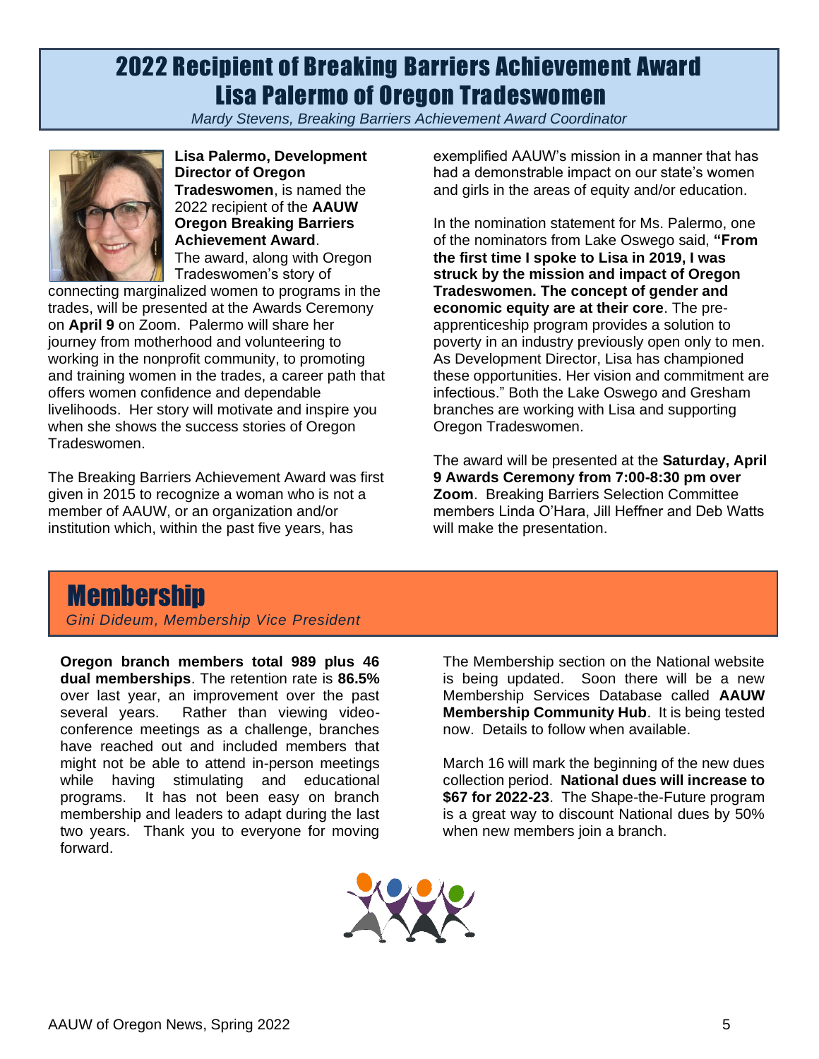# 2022 Recipient of Breaking Barriers Achievement Award
# Lisa Palermo of Oregon Tradeswomen

*Mardy Stevens, Breaking Barriers Achievement Award Coordinator*

**Lisa Palermo, Development Director of Oregon Tradeswomen**, is named the 2022 recipient of the **AAUW Oregon Breaking Barriers Achievement Award**. The award, along with Oregon Tradeswomen's story of connecting marginalized women to programs in the trades, will be presented at the Awards Ceremony on **April 9** on Zoom. Palermo will share her journey from motherhood and volunteering to working in the nonprofit community, to promoting and training women in the trades, a career path that offers women confidence and dependable livelihoods. Her story will motivate and inspire you when she shows the success stories of Oregon Tradeswomen.

The Breaking Barriers Achievement Award was first given in 2015 to recognize a woman who is not a member of AAUW, or an organization and/or institution which, within the past five years, has exemplified AAUW's mission in a manner that has had a demonstrable impact on our state's women and girls in the areas of equity and/or education.

In the nomination statement for Ms. Palermo, one of the nominators from Lake Oswego said, **"From the first time I spoke to Lisa in 2019, I was struck by the mission and impact of Oregon Tradeswomen. The concept of gender and economic equity are at their core**. The pre-apprenticeship program provides a solution to poverty in an industry previously open only to men. As Development Director, Lisa has championed these opportunities. Her vision and commitment are infectious." Both the Lake Oswego and Gresham branches are working with Lisa and supporting Oregon Tradeswomen.

The award will be presented at the **Saturday, April 9 Awards Ceremony from 7:00-8:30 pm over Zoom**. Breaking Barriers Selection Committee members Linda O'Hara, Jill Heffner and Deb Watts will make the presentation.

# Membership

*Gini Dideum, Membership Vice President*

**Oregon branch members total 989 plus 46 dual memberships**. The retention rate is **86.5%** over last year, an improvement over the past several years. Rather than viewing video-conference meetings as a challenge, branches have reached out and included members that might not be able to attend in-person meetings while having stimulating and educational programs. It has not been easy on branch membership and leaders to adapt during the last two years. Thank you to everyone for moving forward.

The Membership section on the National website is being updated. Soon there will be a new Membership Services Database called **AAUW Membership Community Hub**. It is being tested now. Details to follow when available.

March 16 will mark the beginning of the new dues collection period. **National dues will increase to $67 for 2022-23**. The Shape-the-Future program is a great way to discount National dues by 50% when new members join a branch.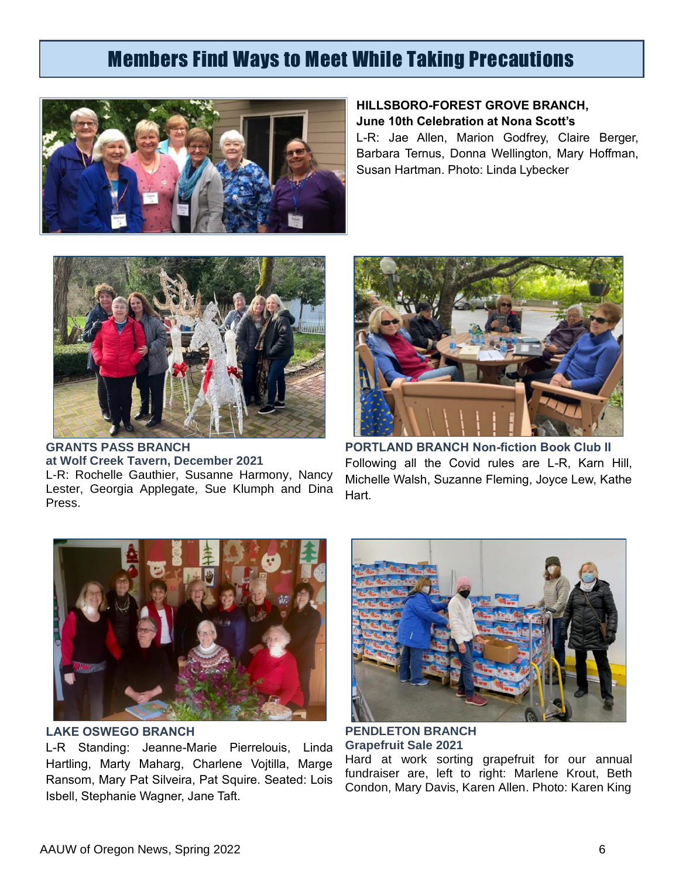# Members Find Ways to Meet While Taking Precautions

**HILLSBORO-FOREST GROVE BRANCH, June 10th Celebration at Nona Scott's**

L-R: Jae Allen, Marion Godfrey, Claire Berger, Barbara Ternus, Donna Wellington, Mary Hoffman, Susan Hartman. Photo: Linda Lybecker

**GRANTS PASS BRANCH at Wolf Creek Tavern, December 2021**

L-R: Rochelle Gauthier, Susanne Harmony, Nancy Lester, Georgia Applegate, Sue Klumph and Dina Press.

**PORTLAND BRANCH Non-fiction Book Club II**

Following all the Covid rules are L-R, Karn Hill, Michelle Walsh, Suzanne Fleming, Joyce Lew, Kathe Hart.

**LAKE OSWEGO BRANCH**

L-R Standing: Jeanne-Marie Pierrelouis, Linda Hartling, Marty Maharg, Charlene Vojtilla, Marge Ransom, Mary Pat Silveira, Pat Squire. Seated: Lois Isbell, Stephanie Wagner, Jane Taft.

**PENDLETON BRANCH Grapefruit Sale 2021**

Hard at work sorting grapefruit for our annual fundraiser are, left to right: Marlene Krout, Beth Condon, Mary Davis, Karen Allen. Photo: Karen King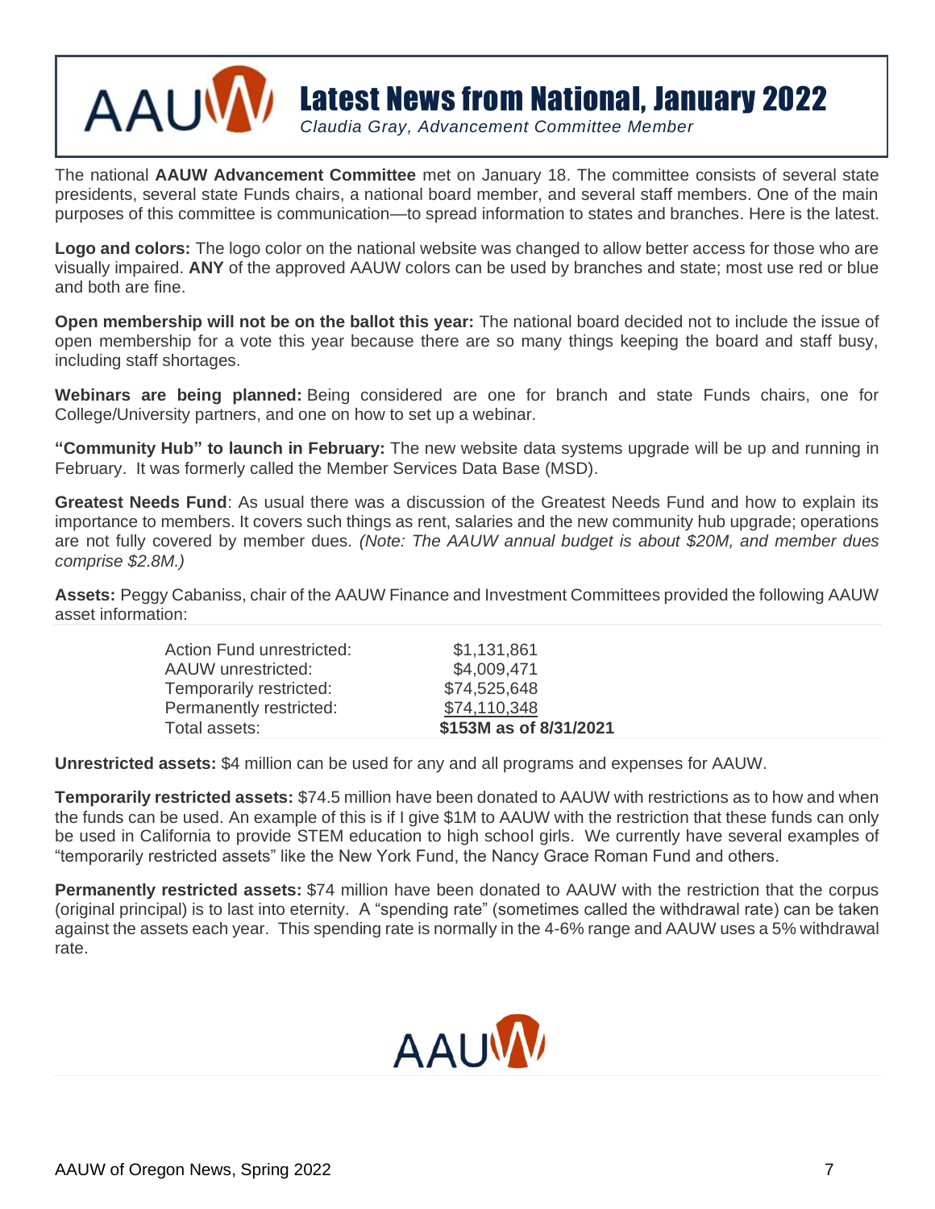# Latest News from National, January 2022

*Claudia Gray, Advancement Committee Member*

The national **AAUW Advancement Committee** met on January 18. The committee consists of several state presidents, several state Funds chairs, a national board member, and several staff members. One of the main purposes of this committee is communication—to spread information to states and branches. Here is the latest.

**Logo and colors:** The logo color on the national website was changed to allow better access for those who are visually impaired. **ANY** of the approved AAUW colors can be used by branches and state; most use red or blue and both are fine.

**Open membership will not be on the ballot this year:** The national board decided not to include the issue of open membership for a vote this year because there are so many things keeping the board and staff busy, including staff shortages.

**Webinars are being planned:** Being considered are one for branch and state Funds chairs, one for College/University partners, and one on how to set up a webinar.

**"Community Hub" to launch in February:** The new website data systems upgrade will be up and running in February. It was formerly called the Member Services Data Base (MSD).

**Greatest Needs Fund**: As usual there was a discussion of the Greatest Needs Fund and how to explain its importance to members. It covers such things as rent, salaries and the new community hub upgrade; operations are not fully covered by member dues. *(Note: The AAUW annual budget is about $20M, and member dues comprise $2.8M.)*

**Assets:** Peggy Cabaniss, chair of the AAUW Finance and Investment Committees provided the following AAUW asset information:

| | |
|---|---|
| Action Fund unrestricted: | $1,131,861 |
| AAUW unrestricted: | $4,009,471 |
| Temporarily restricted: | $74,525,648 |
| Permanently restricted: | $74,110,348 |
| Total assets: | **$153M as of 8/31/2021** |

**Unrestricted assets:** $4 million can be used for any and all programs and expenses for AAUW.

**Temporarily restricted assets:** $74.5 million have been donated to AAUW with restrictions as to how and when the funds can be used. An example of this is if I give $1M to AAUW with the restriction that these funds can only be used in California to provide STEM education to high school girls. We currently have several examples of "temporarily restricted assets" like the New York Fund, the Nancy Grace Roman Fund and others.

**Permanently restricted assets:** $74 million have been donated to AAUW with the restriction that the corpus (original principal) is to last into eternity. A "spending rate" (sometimes called the withdrawal rate) can be taken against the assets each year. This spending rate is normally in the 4-6% range and AAUW uses a 5% withdrawal rate.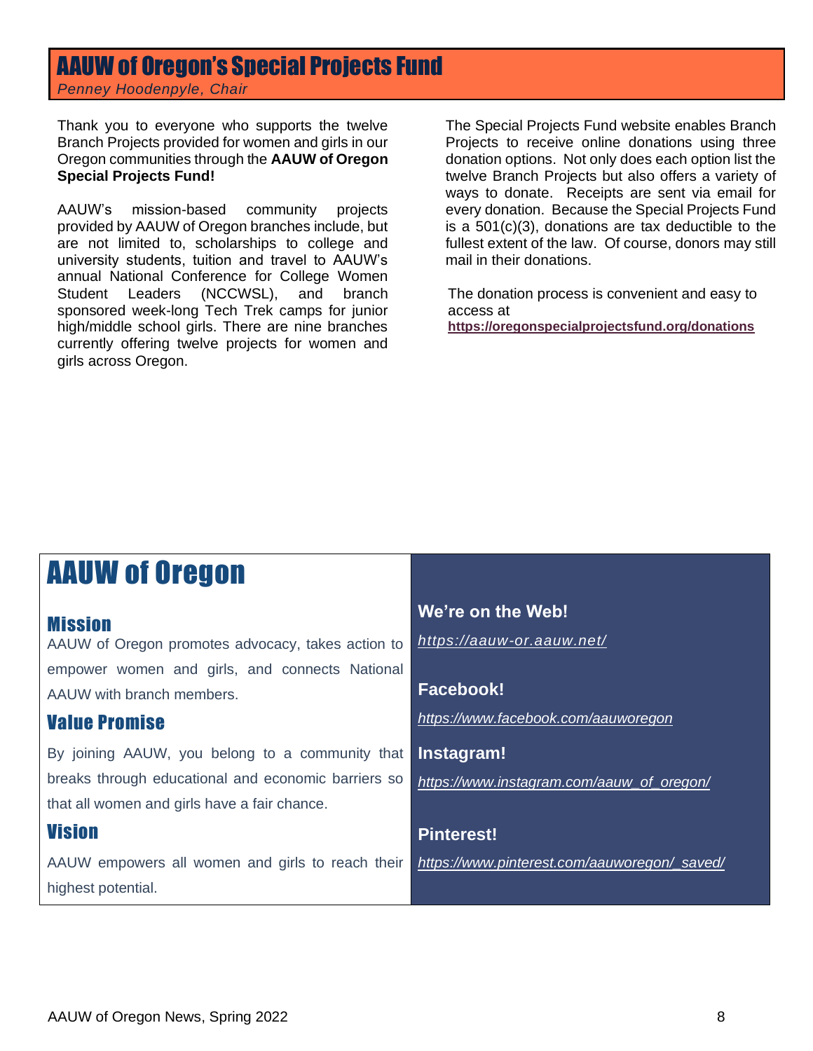## AAUW of Oregon's Special Projects Fund

*Penney Hoodenpyle, Chair*

Thank you to everyone who supports the twelve Branch Projects provided for women and girls in our Oregon communities through the **AAUW of Oregon Special Projects Fund!**

AAUW's mission-based community projects provided by AAUW of Oregon branches include, but are not limited to, scholarships to college and university students, tuition and travel to AAUW's annual National Conference for College Women Student Leaders (NCCWSL), and branch sponsored week-long Tech Trek camps for junior high/middle school girls. There are nine branches currently offering twelve projects for women and girls across Oregon.

The Special Projects Fund website enables Branch Projects to receive online donations using three donation options. Not only does each option list the twelve Branch Projects but also offers a variety of ways to donate. Receipts are sent via email for every donation. Because the Special Projects Fund is a 501(c)(3), donations are tax deductible to the fullest extent of the law. Of course, donors may still mail in their donations.

The donation process is convenient and easy to access at
**https://oregonspecialprojectsfund.org/donations**

# AAUW of Oregon

### Mission

AAUW of Oregon promotes advocacy, takes action to empower women and girls, and connects National AAUW with branch members.

### Value Promise

By joining AAUW, you belong to a community that breaks through educational and economic barriers so that all women and girls have a fair chance.

### Vision

AAUW empowers all women and girls to reach their highest potential.

**We're on the Web!**

*https://aauw-or.aauw.net/*

**Facebook!**

*https://www.facebook.com/aauworegon*

**Instagram!**

*https://www.instagram.com/aauw_of_oregon/*

**Pinterest!**

*https://www.pinterest.com/aauworegon/_saved/*

AAUW of Oregon News, Spring 2022